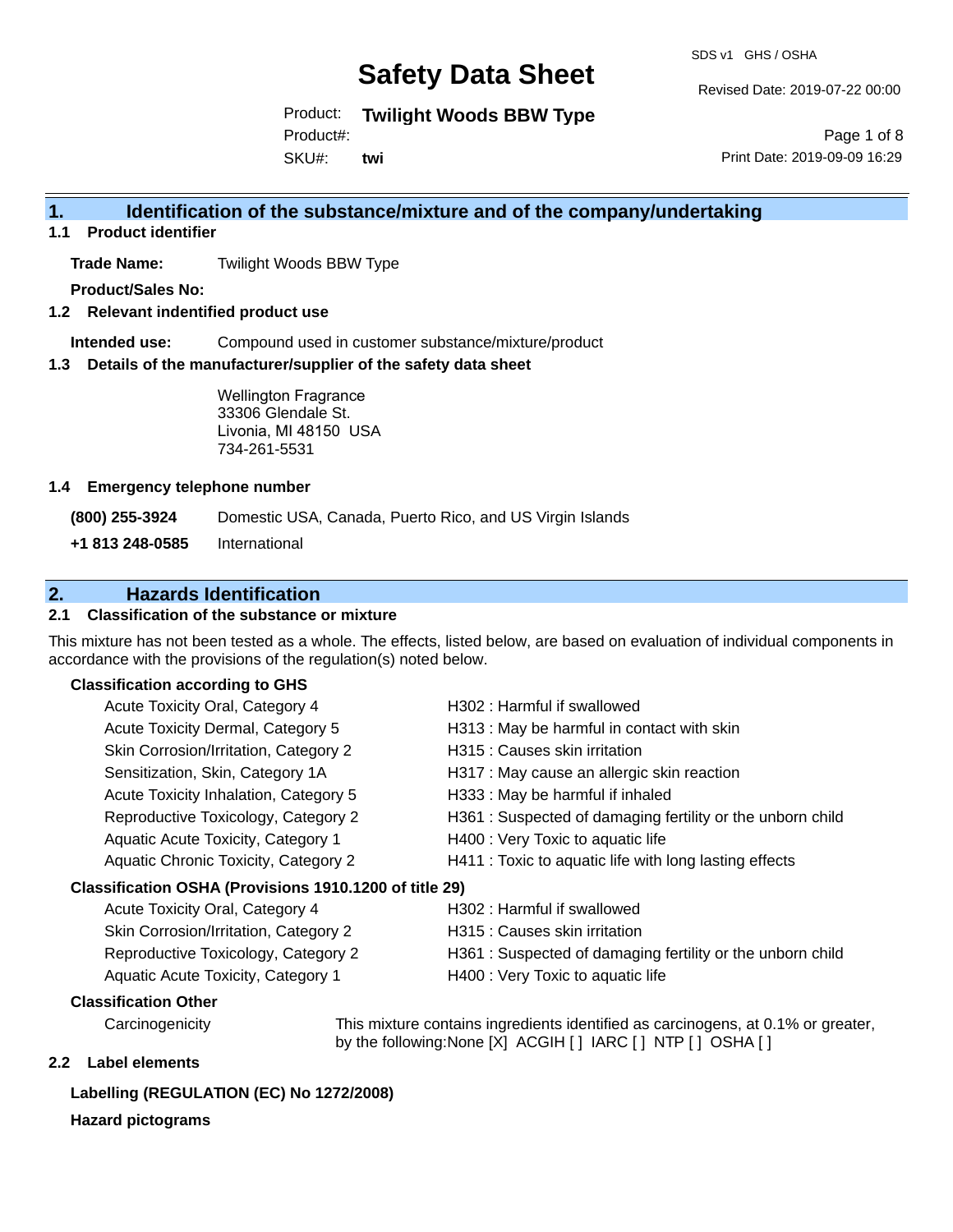# Safety Data Sheet

SDS v1 GHS / OSHA

Revised Date: 2019-07-22 00:00

Product: **Twilight Woods BBW Type**

Product#:

SKU#: **twi**

Print Date: 2019-09-09 16:29

## 1. Identification of the substance/mixture and of the company/undertaking

### 1.1 Product identifier

**Trade Name:** Twilight Woods BBW Type

**Product/Sales No:**

### 1.2 Relevant identified product use

**Intended use:** Compound used in customer substance/mixture/product

### 1.3 Details of the manufacturer/supplier of the safety data sheet

Wellington Fragrance
33306 Glendale St.
Livonia, MI 48150 USA
734-261-5531

### 1.4 Emergency telephone number

**(800) 255-3924** Domestic USA, Canada, Puerto Rico, and US Virgin Islands

**+1 813 248-0585** International

## 2. Hazards Identification

### 2.1 Classification of the substance or mixture

This mixture has not been tested as a whole. The effects, listed below, are based on evaluation of individual components in accordance with the provisions of the regulation(s) noted below.

**Classification according to GHS**

| | |
|---|---|
| Acute Toxicity Oral, Category 4 | H302 : Harmful if swallowed |
| Acute Toxicity Dermal, Category 5 | H313 : May be harmful in contact with skin |
| Skin Corrosion/Irritation, Category 2 | H315 : Causes skin irritation |
| Sensitization, Skin, Category 1A | H317 : May cause an allergic skin reaction |
| Acute Toxicity Inhalation, Category 5 | H333 : May be harmful if inhaled |
| Reproductive Toxicology, Category 2 | H361 : Suspected of damaging fertility or the unborn child |
| Aquatic Acute Toxicity, Category 1 | H400 : Very Toxic to aquatic life |
| Aquatic Chronic Toxicity, Category 2 | H411 : Toxic to aquatic life with long lasting effects |

**Classification OSHA (Provisions 1910.1200 of title 29)**

| | |
|---|---|
| Acute Toxicity Oral, Category 4 | H302 : Harmful if swallowed |
| Skin Corrosion/Irritation, Category 2 | H315 : Causes skin irritation |
| Reproductive Toxicology, Category 2 | H361 : Suspected of damaging fertility or the unborn child |
| Aquatic Acute Toxicity, Category 1 | H400 : Very Toxic to aquatic life |

**Classification Other**

Carcinogenicity — This mixture contains ingredients identified as carcinogens, at 0.1% or greater, by the following:None [X] ACGIH [ ] IARC [ ] NTP [ ] OSHA [ ]

### 2.2 Label elements

**Labelling (REGULATION (EC) No 1272/2008)**

**Hazard pictograms**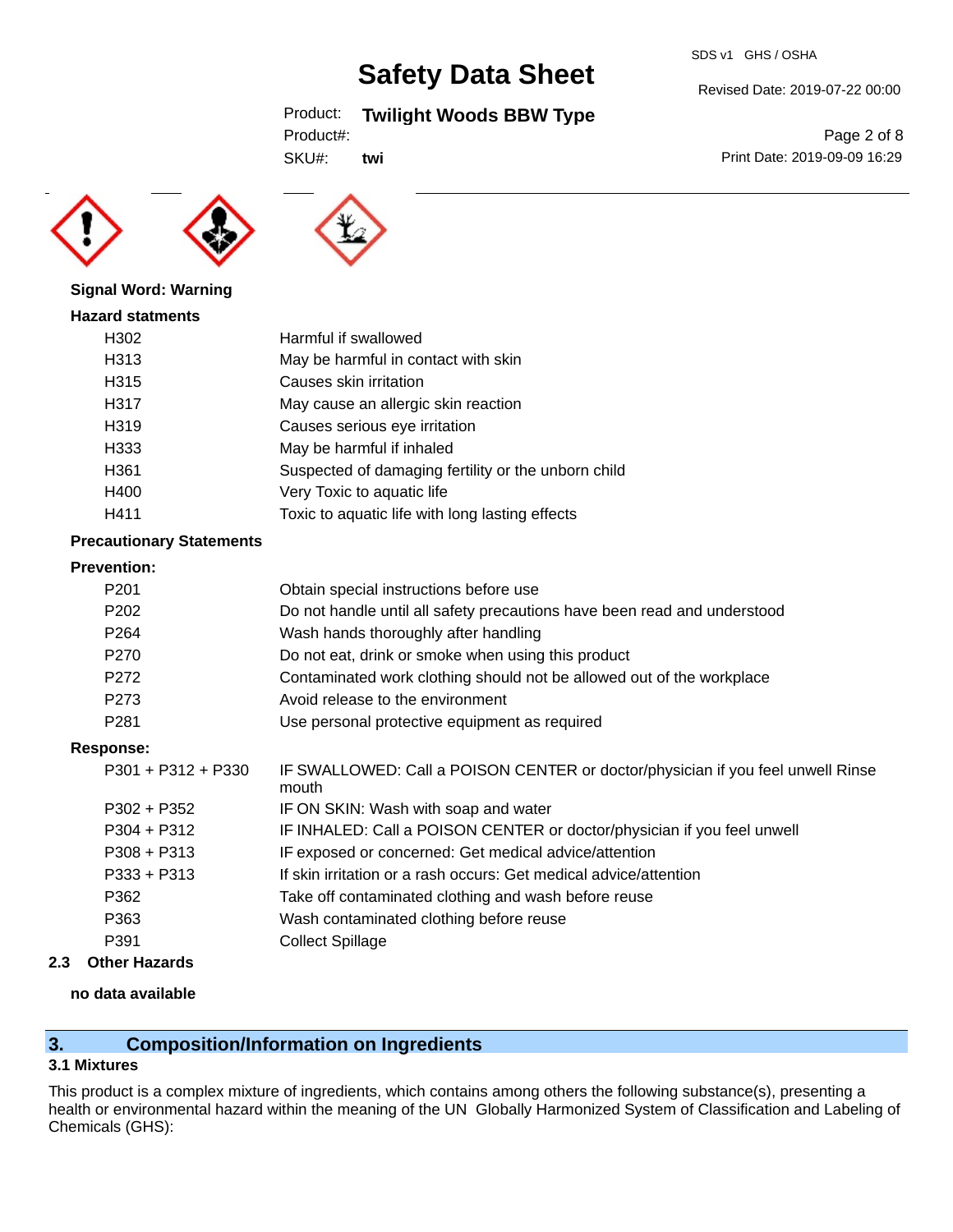**Signal Word: Warning**

**Hazard statments**

| | |
|---|---|
| H302 | Harmful if swallowed |
| H313 | May be harmful in contact with skin |
| H315 | Causes skin irritation |
| H317 | May cause an allergic skin reaction |
| H319 | Causes serious eye irritation |
| H333 | May be harmful if inhaled |
| H361 | Suspected of damaging fertility or the unborn child |
| H400 | Very Toxic to aquatic life |
| H411 | Toxic to aquatic life with long lasting effects |

**Precautionary Statements**

**Prevention:**

| | |
|---|---|
| P201 | Obtain special instructions before use |
| P202 | Do not handle until all safety precautions have been read and understood |
| P264 | Wash hands thoroughly after handling |
| P270 | Do not eat, drink or smoke when using this product |
| P272 | Contaminated work clothing should not be allowed out of the workplace |
| P273 | Avoid release to the environment |
| P281 | Use personal protective equipment as required |

**Response:**

| | |
|---|---|
| P301 + P312 + P330 | IF SWALLOWED: Call a POISON CENTER or doctor/physician if you feel unwell Rinse mouth |
| P302 + P352 | IF ON SKIN: Wash with soap and water |
| P304 + P312 | IF INHALED: Call a POISON CENTER or doctor/physician if you feel unwell |
| P308 + P313 | IF exposed or concerned: Get medical advice/attention |
| P333 + P313 | If skin irritation or a rash occurs: Get medical advice/attention |
| P362 | Take off contaminated clothing and wash before reuse |
| P363 | Wash contaminated clothing before reuse |
| P391 | Collect Spillage |

### 2.3 Other Hazards

**no data available**

## 3. Composition/Information on Ingredients

### 3.1 Mixtures

This product is a complex mixture of ingredients, which contains among others the following substance(s), presenting a health or environmental hazard within the meaning of the UN Globally Harmonized System of Classification and Labeling of Chemicals (GHS):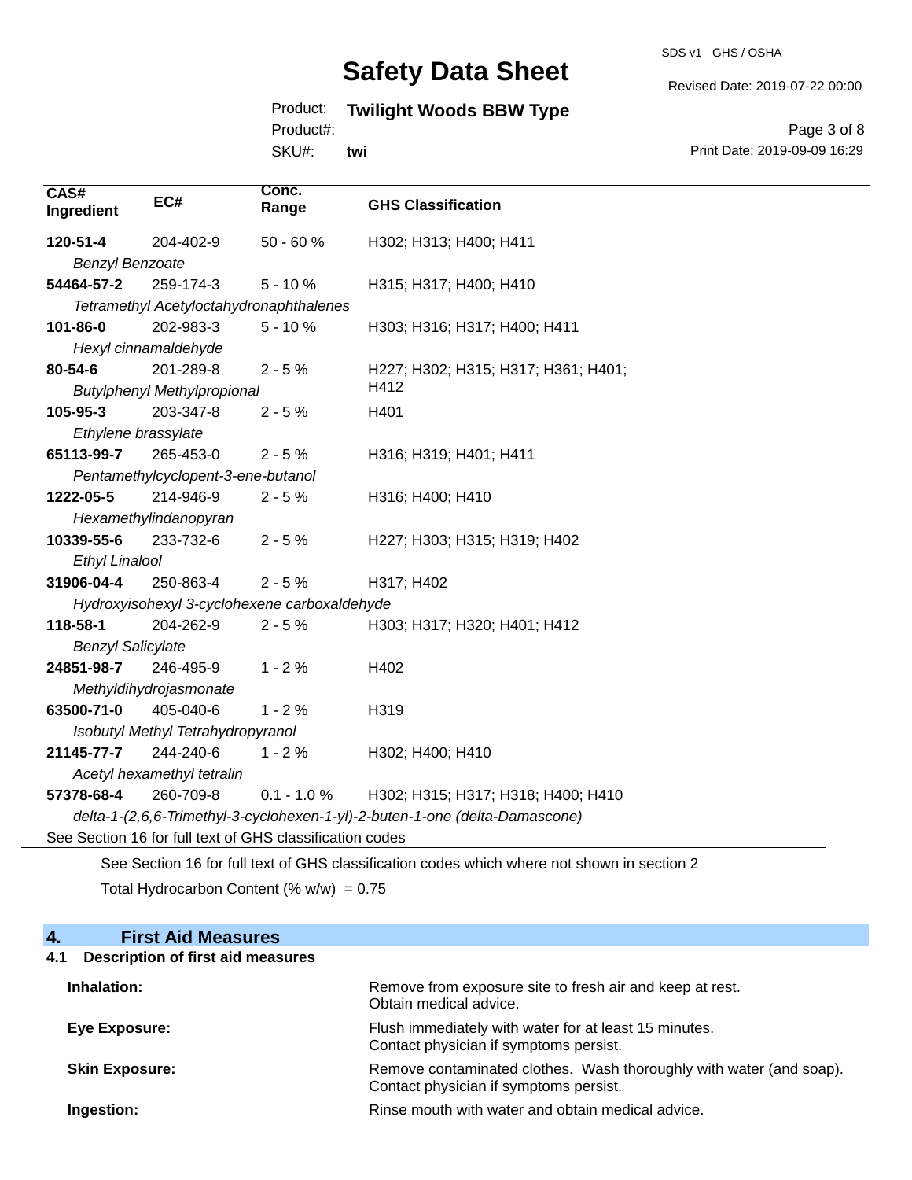| CAS# Ingredient | EC# | Conc. Range | GHS Classification |
|---|---|---|---|
| **120-51-4** *Benzyl Benzoate* | 204-402-9 | 50 - 60 % | H302; H313; H400; H411 |
| **54464-57-2** *Tetramethyl Acetyloctahydronaphthalenes* | 259-174-3 | 5 - 10 % | H315; H317; H400; H410 |
| **101-86-0** *Hexyl cinnamaldehyde* | 202-983-3 | 5 - 10 % | H303; H316; H317; H400; H411 |
| **80-54-6** *Butylphenyl Methylpropional* | 201-289-8 | 2 - 5 % | H227; H302; H315; H317; H361; H401; H412 |
| **105-95-3** *Ethylene brassylate* | 203-347-8 | 2 - 5 % | H401 |
| **65113-99-7** *Pentamethylcyclopent-3-ene-butanol* | 265-453-0 | 2 - 5 % | H316; H319; H401; H411 |
| **1222-05-5** *Hexamethylindanopyran* | 214-946-9 | 2 - 5 % | H316; H400; H410 |
| **10339-55-6** *Ethyl Linalool* | 233-732-6 | 2 - 5 % | H227; H303; H315; H319; H402 |
| **31906-04-4** *Hydroxyisohexyl 3-cyclohexene carboxaldehyde* | 250-863-4 | 2 - 5 % | H317; H402 |
| **118-58-1** *Benzyl Salicylate* | 204-262-9 | 2 - 5 % | H303; H317; H320; H401; H412 |
| **24851-98-7** *Methyldihydrojasmonate* | 246-495-9 | 1 - 2 % | H402 |
| **63500-71-0** *Isobutyl Methyl Tetrahydropyranol* | 405-040-6 | 1 - 2 % | H319 |
| **21145-77-7** *Acetyl hexamethyl tetralin* | 244-240-6 | 1 - 2 % | H302; H400; H410 |
| **57378-68-4** *delta-1-(2,6,6-Trimethyl-3-cyclohexen-1-yl)-2-buten-1-one (delta-Damascone)* | 260-709-8 | 0.1 - 1.0 % | H302; H315; H317; H318; H400; H410 |

See Section 16 for full text of GHS classification codes

See Section 16 for full text of GHS classification codes which where not shown in section 2

Total Hydrocarbon Content (% w/w) = 0.75

## 4. First Aid Measures

### 4.1 Description of first aid measures

| | |
|---|---|
| **Inhalation:** | Remove from exposure site to fresh air and keep at rest. Obtain medical advice. |
| **Eye Exposure:** | Flush immediately with water for at least 15 minutes. Contact physician if symptoms persist. |
| **Skin Exposure:** | Remove contaminated clothes. Wash thoroughly with water (and soap). Contact physician if symptoms persist. |
| **Ingestion:** | Rinse mouth with water and obtain medical advice. |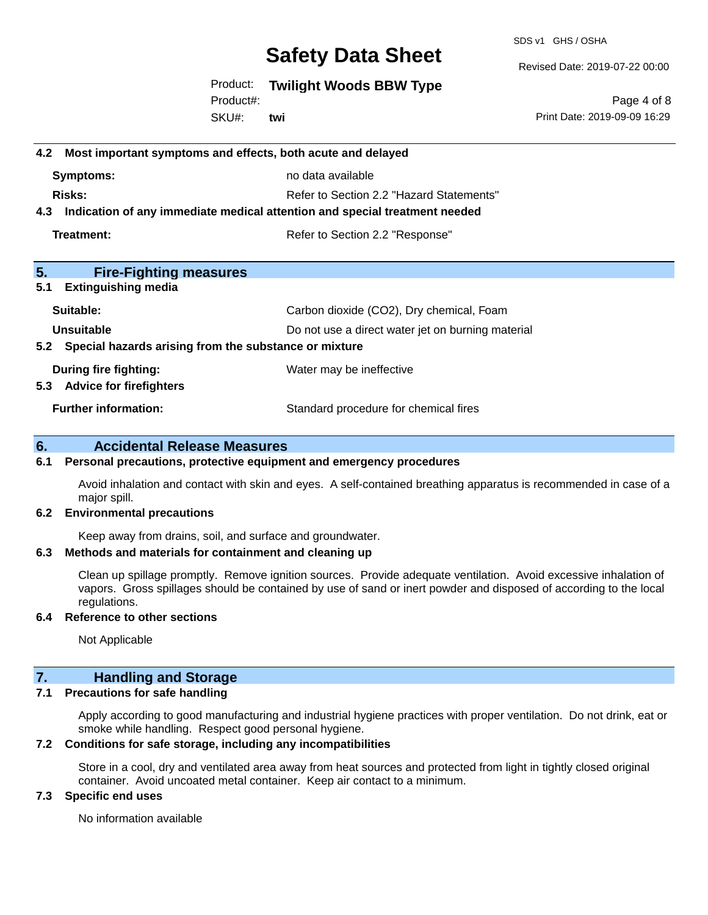### 4.2 Most important symptoms and effects, both acute and delayed

| | |
|---|---|
| **Symptoms:** | no data available |
| **Risks:** | Refer to Section 2.2 "Hazard Statements" |

### 4.3 Indication of any immediate medical attention and special treatment needed

| | |
|---|---|
| **Treatment:** | Refer to Section 2.2 "Response" |

## 5. Fire-Fighting measures

### 5.1 Extinguishing media

| | |
|---|---|
| **Suitable:** | Carbon dioxide ($CO_2$), Dry chemical, Foam |
| **Unsuitable** | Do not use a direct water jet on burning material |

### 5.2 Special hazards arising from the substance or mixture

| | |
|---|---|
| **During fire fighting:** | Water may be ineffective |

### 5.3 Advice for firefighters

| | |
|---|---|
| **Further information:** | Standard procedure for chemical fires |

## 6. Accidental Release Measures

### 6.1 Personal precautions, protective equipment and emergency procedures

Avoid inhalation and contact with skin and eyes. A self-contained breathing apparatus is recommended in case of a major spill.

### 6.2 Environmental precautions

Keep away from drains, soil, and surface and groundwater.

### 6.3 Methods and materials for containment and cleaning up

Clean up spillage promptly. Remove ignition sources. Provide adequate ventilation. Avoid excessive inhalation of vapors. Gross spillages should be contained by use of sand or inert powder and disposed of according to the local regulations.

### 6.4 Reference to other sections

Not Applicable

## 7. Handling and Storage

### 7.1 Precautions for safe handling

Apply according to good manufacturing and industrial hygiene practices with proper ventilation. Do not drink, eat or smoke while handling. Respect good personal hygiene.

### 7.2 Conditions for safe storage, including any incompatibilities

Store in a cool, dry and ventilated area away from heat sources and protected from light in tightly closed original container. Avoid uncoated metal container. Keep air contact to a minimum.

### 7.3 Specific end uses

No information available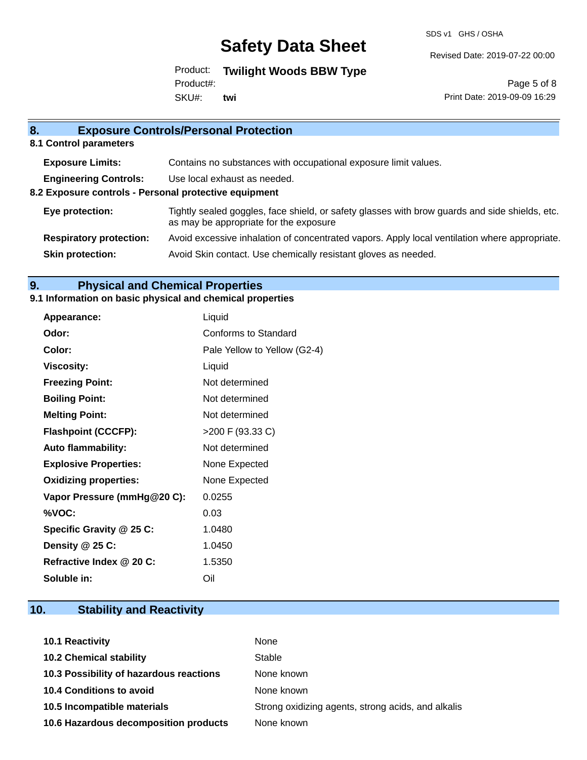## 8. Exposure Controls/Personal Protection

### 8.1 Control parameters

| | |
|---|---|
| **Exposure Limits:** | Contains no substances with occupational exposure limit values. |
| **Engineering Controls:** | Use local exhaust as needed. |

### 8.2 Exposure controls - Personal protective equipment

| | |
|---|---|
| **Eye protection:** | Tightly sealed goggles, face shield, or safety glasses with brow guards and side shields, etc. as may be appropriate for the exposure |
| **Respiratory protection:** | Avoid excessive inhalation of concentrated vapors. Apply local ventilation where appropriate. |
| **Skin protection:** | Avoid Skin contact. Use chemically resistant gloves as needed. |

## 9. Physical and Chemical Properties

### 9.1 Information on basic physical and chemical properties

| | |
|---|---|
| **Appearance:** | Liquid |
| **Odor:** | Conforms to Standard |
| **Color:** | Pale Yellow to Yellow (G2-4) |
| **Viscosity:** | Liquid |
| **Freezing Point:** | Not determined |
| **Boiling Point:** | Not determined |
| **Melting Point:** | Not determined |
| **Flashpoint (CCCFP):** | >200 F (93.33 C) |
| **Auto flammability:** | Not determined |
| **Explosive Properties:** | None Expected |
| **Oxidizing properties:** | None Expected |
| **Vapor Pressure (mmHg@20 C):** | 0.0255 |
| **%VOC:** | 0.03 |
| **Specific Gravity @ 25 C:** | 1.0480 |
| **Density @ 25 C:** | 1.0450 |
| **Refractive Index @ 20 C:** | 1.5350 |
| **Soluble in:** | Oil |

## 10. Stability and Reactivity

| | |
|---|---|
| **10.1 Reactivity** | None |
| **10.2 Chemical stability** | Stable |
| **10.3 Possibility of hazardous reactions** | None known |
| **10.4 Conditions to avoid** | None known |
| **10.5 Incompatible materials** | Strong oxidizing agents, strong acids, and alkalis |
| **10.6 Hazardous decomposition products** | None known |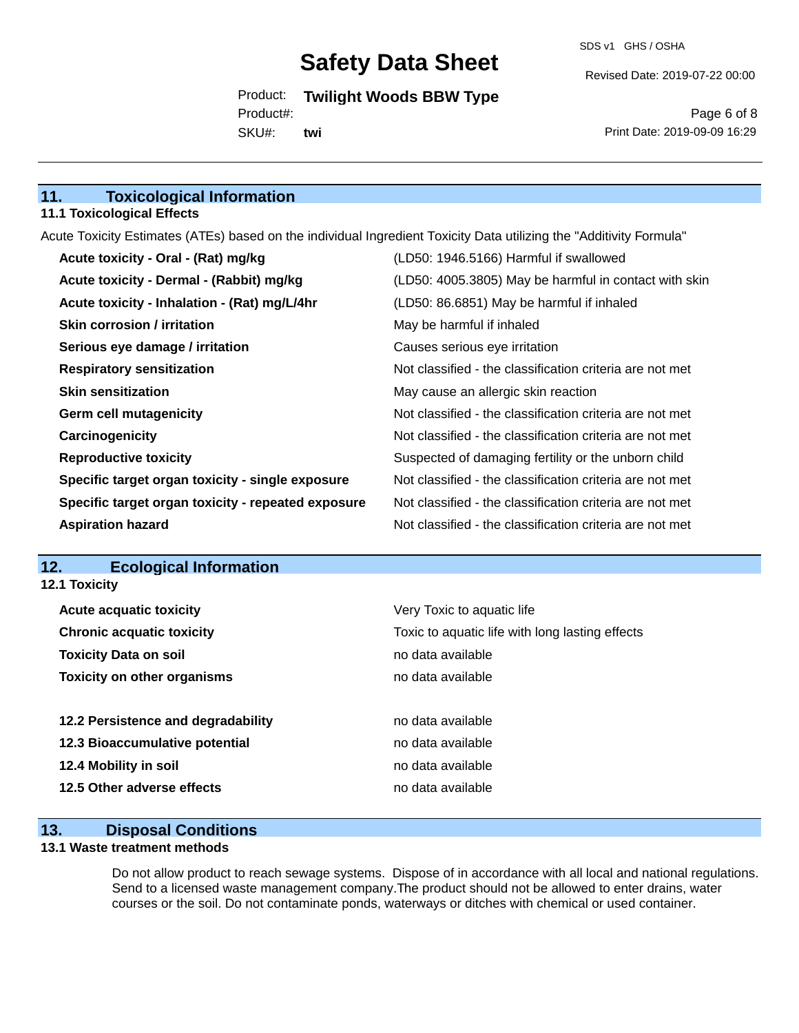## 11. Toxicological Information

### 11.1 Toxicological Effects

Acute Toxicity Estimates (ATEs) based on the individual Ingredient Toxicity Data utilizing the "Additivity Formula"

| | |
|---|---|
| **Acute toxicity - Oral - (Rat) mg/kg** | (LD50: 1946.5166) Harmful if swallowed |
| **Acute toxicity - Dermal - (Rabbit) mg/kg** | (LD50: 4005.3805) May be harmful in contact with skin |
| **Acute toxicity - Inhalation - (Rat) mg/L/4hr** | (LD50: 86.6851) May be harmful if inhaled |
| **Skin corrosion / irritation** | May be harmful if inhaled |
| **Serious eye damage / irritation** | Causes serious eye irritation |
| **Respiratory sensitization** | Not classified - the classification criteria are not met |
| **Skin sensitization** | May cause an allergic skin reaction |
| **Germ cell mutagenicity** | Not classified - the classification criteria are not met |
| **Carcinogenicity** | Not classified - the classification criteria are not met |
| **Reproductive toxicity** | Suspected of damaging fertility or the unborn child |
| **Specific target organ toxicity - single exposure** | Not classified - the classification criteria are not met |
| **Specific target organ toxicity - repeated exposure** | Not classified - the classification criteria are not met |
| **Aspiration hazard** | Not classified - the classification criteria are not met |

## 12. Ecological Information

### 12.1 Toxicity

| | |
|---|---|
| **Acute acquatic toxicity** | Very Toxic to aquatic life |
| **Chronic acquatic toxicity** | Toxic to aquatic life with long lasting effects |
| **Toxicity Data on soil** | no data available |
| **Toxicity on other organisms** | no data available |

| | |
|---|---|
| **12.2 Persistence and degradability** | no data available |
| **12.3 Bioaccumulative potential** | no data available |
| **12.4 Mobility in soil** | no data available |
| **12.5 Other adverse effects** | no data available |

## 13. Disposal Conditions

### 13.1 Waste treatment methods

Do not allow product to reach sewage systems. Dispose of in accordance with all local and national regulations. Send to a licensed waste management company.The product should not be allowed to enter drains, water courses or the soil. Do not contaminate ponds, waterways or ditches with chemical or used container.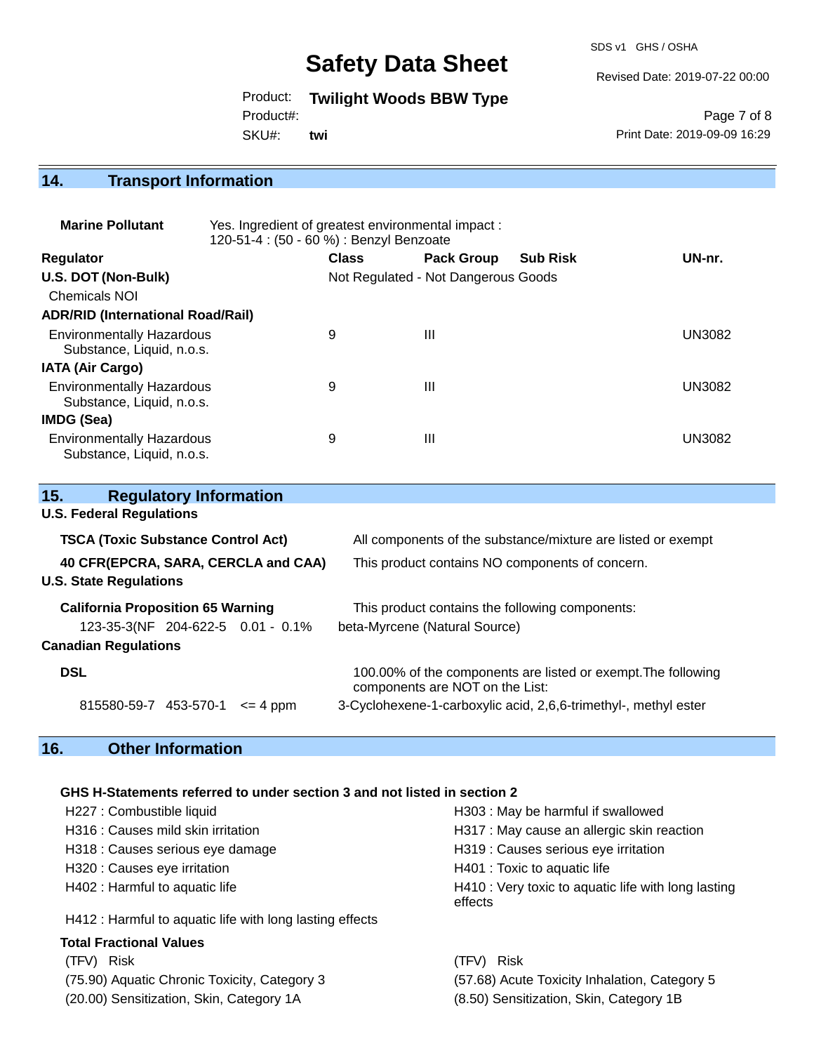## 14. Transport Information

**Marine Pollutant** Yes. Ingredient of greatest environmental impact :
120-51-4 : (50 - 60 %) : Benzyl Benzoate

| Regulator | Class | Pack Group | Sub Risk | UN-nr. |
|---|---|---|---|---|
| **U.S. DOT (Non-Bulk)** | Not Regulated - Not Dangerous Goods | | | |
| Chemicals NOI | | | | |
| **ADR/RID (International Road/Rail)** | | | | |
| Environmentally Hazardous Substance, Liquid, n.o.s. | 9 | III | | UN3082 |
| **IATA (Air Cargo)** | | | | |
| Environmentally Hazardous Substance, Liquid, n.o.s. | 9 | III | | UN3082 |
| **IMDG (Sea)** | | | | |
| Environmentally Hazardous Substance, Liquid, n.o.s. | 9 | III | | UN3082 |

## 15. Regulatory Information

**U.S. Federal Regulations**

| | |
|---|---|
| **TSCA (Toxic Substance Control Act)** | All components of the substance/mixture are listed or exempt |
| **40 CFR(EPCRA, SARA, CERCLA and CAA)** | This product contains NO components of concern. |

**U.S. State Regulations**

**California Proposition 65 Warning** — This product contains the following components:

| | | | |
|---|---|---|---|
| 123-35-3(NF | 204-622-5 | 0.01 - 0.1% | beta-Myrcene (Natural Source) |

**Canadian Regulations**

**DSL** — 100.00% of the components are listed or exempt.The following components are NOT on the List:

| | | | |
|---|---|---|---|
| 815580-59-7 | 453-570-1 | <= 4 ppm | 3-Cyclohexene-1-carboxylic acid, 2,6,6-trimethyl-, methyl ester |

## 16. Other Information

**GHS H-Statements referred to under section 3 and not listed in section 2**

H227 : Combustible liquid
H303 : May be harmful if swallowed
H316 : Causes mild skin irritation
H317 : May cause an allergic skin reaction
H318 : Causes serious eye damage
H319 : Causes serious eye irritation
H320 : Causes eye irritation
H401 : Toxic to aquatic life
H402 : Harmful to aquatic life
H410 : Very toxic to aquatic life with long lasting effects
H412 : Harmful to aquatic life with long lasting effects

**Total Fractional Values**

| (TFV) Risk | (TFV) Risk |
|---|---|
| (75.90) Aquatic Chronic Toxicity, Category 3 | (57.68) Acute Toxicity Inhalation, Category 5 |
| (20.00) Sensitization, Skin, Category 1A | (8.50) Sensitization, Skin, Category 1B |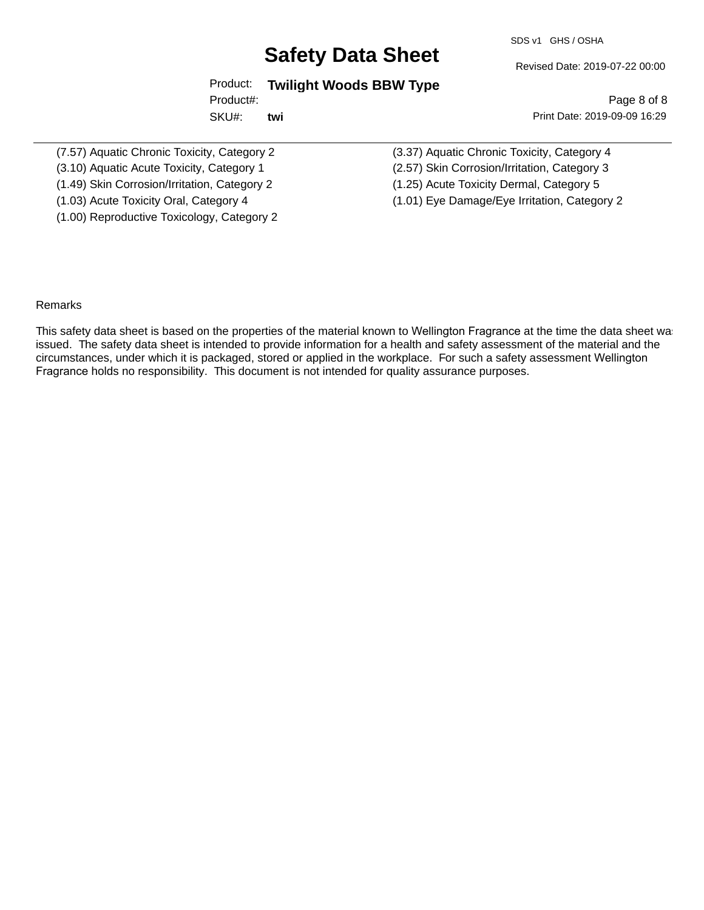(7.57) Aquatic Chronic Toxicity, Category 2
(3.10) Aquatic Acute Toxicity, Category 1
(1.49) Skin Corrosion/Irritation, Category 2
(1.03) Acute Toxicity Oral, Category 4
(1.00) Reproductive Toxicology, Category 2
(3.37) Aquatic Chronic Toxicity, Category 4
(2.57) Skin Corrosion/Irritation, Category 3
(1.25) Acute Toxicity Dermal, Category 5
(1.01) Eye Damage/Eye Irritation, Category 2

Remarks

This safety data sheet is based on the properties of the material known to Wellington Fragrance at the time the data sheet was issued. The safety data sheet is intended to provide information for a health and safety assessment of the material and the circumstances, under which it is packaged, stored or applied in the workplace. For such a safety assessment Wellington Fragrance holds no responsibility. This document is not intended for quality assurance purposes.